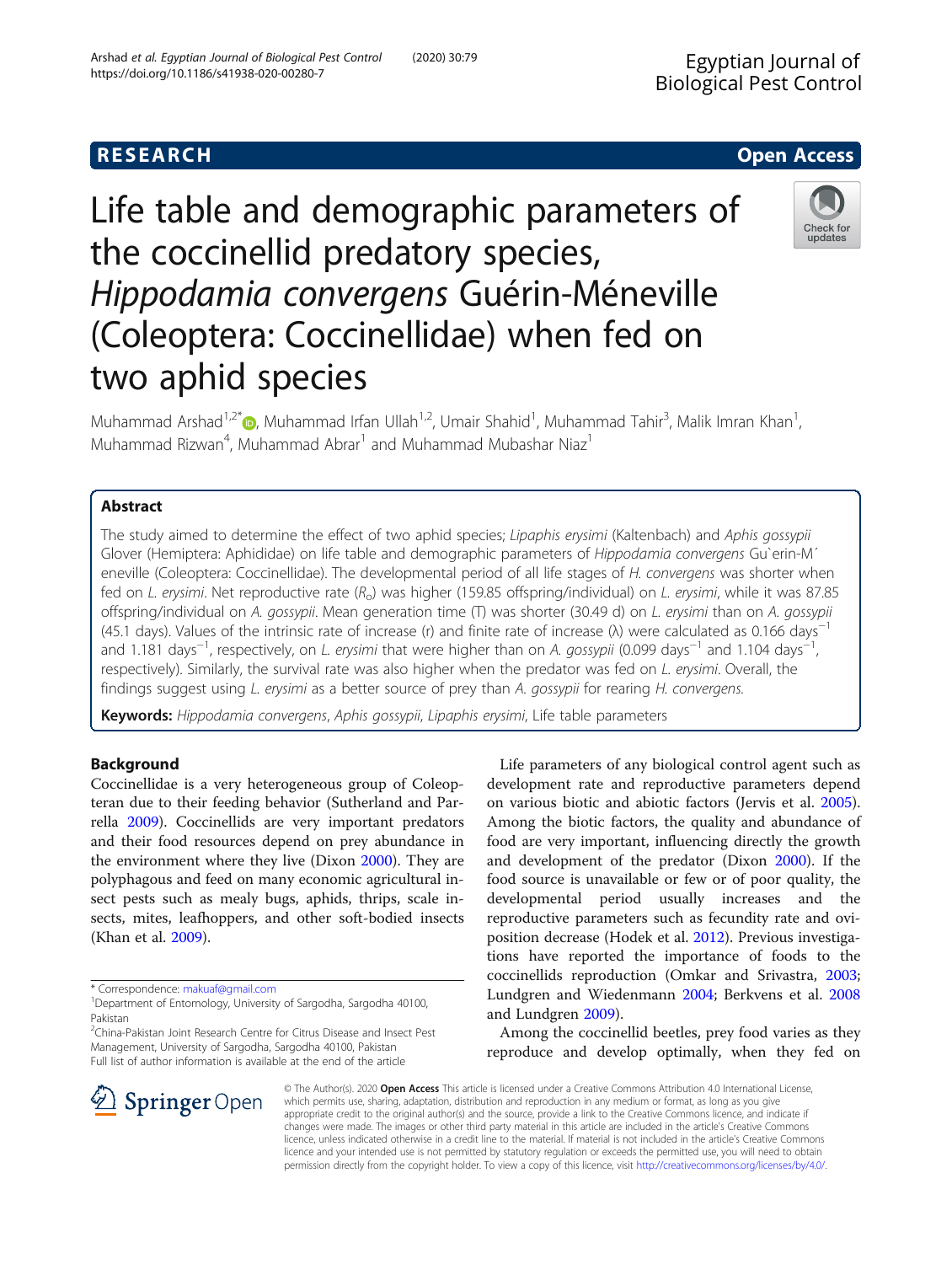# Life table and demographic parameters of the coccinellid predatory species, *Hippodamia convergens* Guérin-Méneville (Coleoptera: Coccinellidae) when fed on two aphid species

Muhammad Arshad[1,2*], Muhammad Irfan Ullah[1,2], Umair Shahid[1], Muhammad Tahir[3], Malik Imran Khan[1], Muhammad Rizwan[4], Muhammad Abrar[1] and Muhammad Mubashar Niaz[1]

## Abstract

The study aimed to determine the effect of two aphid species; *Lipaphis erysimi* (Kaltenbach) and *Aphis gossypii* Glover (Hemiptera: Aphididae) on life table and demographic parameters of *Hippodamia convergens* Gu`erin-M´ eneville (Coleoptera: Coccinellidae). The developmental period of all life stages of *H. convergens* was shorter when fed on *L. erysimi*. Net reproductive rate ($R_o$) was higher (159.85 offspring/individual) on *L. erysimi*, while it was 87.85 offspring/individual on *A. gossypii*. Mean generation time (T) was shorter (30.49 d) on *L. erysimi* than on *A. gossypii* (45.1 days). Values of the intrinsic rate of increase (r) and finite rate of increase (λ) were calculated as 0.166 $days^{-1}$ and 1.181 $days^{-1}$, respectively, on *L. erysimi* that were higher than on *A. gossypii* (0.099 $days^{-1}$ and 1.104 $days^{-1}$, respectively). Similarly, the survival rate was also higher when the predator was fed on *L. erysimi*. Overall, the findings suggest using *L. erysimi* as a better source of prey than *A. gossypii* for rearing *H. convergens*.

**Keywords:** *Hippodamia convergens*, *Aphis gossypii*, *Lipaphis erysimi*, Life table parameters

## Background

Coccinellidae is a very heterogeneous group of Coleopteran due to their feeding behavior (Sutherland and Parrella 2009). Coccinellids are very important predators and their food resources depend on prey abundance in the environment where they live (Dixon 2000). They are polyphagous and feed on many economic agricultural insect pests such as mealy bugs, aphids, thrips, scale insects, mites, leafhoppers, and other soft-bodied insects (Khan et al. 2009).

Life parameters of any biological control agent such as development rate and reproductive parameters depend on various biotic and abiotic factors (Jervis et al. 2005). Among the biotic factors, the quality and abundance of food are very important, influencing directly the growth and development of the predator (Dixon 2000). If the food source is unavailable or few or of poor quality, the developmental period usually increases and the reproductive parameters such as fecundity rate and oviposition decrease (Hodek et al. 2012). Previous investigations have reported the importance of foods to the coccinellids reproduction (Omkar and Srivastra, 2003; Lundgren and Wiedenmann 2004; Berkvens et al. 2008 and Lundgren 2009).

Among the coccinellid beetles, prey food varies as they reproduce and develop optimally, when they fed on

\* Correspondence: makuaf@gmail.com
[1]Department of Entomology, University of Sargodha, Sargodha 40100, Pakistan
[2]China-Pakistan Joint Research Centre for Citrus Disease and Insect Pest Management, University of Sargodha, Sargodha 40100, Pakistan
Full list of author information is available at the end of the article

© The Author(s). 2020 **Open Access** This article is licensed under a Creative Commons Attribution 4.0 International License, which permits use, sharing, adaptation, distribution and reproduction in any medium or format, as long as you give appropriate credit to the original author(s) and the source, provide a link to the Creative Commons licence, and indicate if changes were made. The images or other third party material in this article are included in the article's Creative Commons licence, unless indicated otherwise in a credit line to the material. If material is not included in the article's Creative Commons licence and your intended use is not permitted by statutory regulation or exceeds the permitted use, you will need to obtain permission directly from the copyright holder. To view a copy of this licence, visit http://creativecommons.org/licenses/by/4.0/.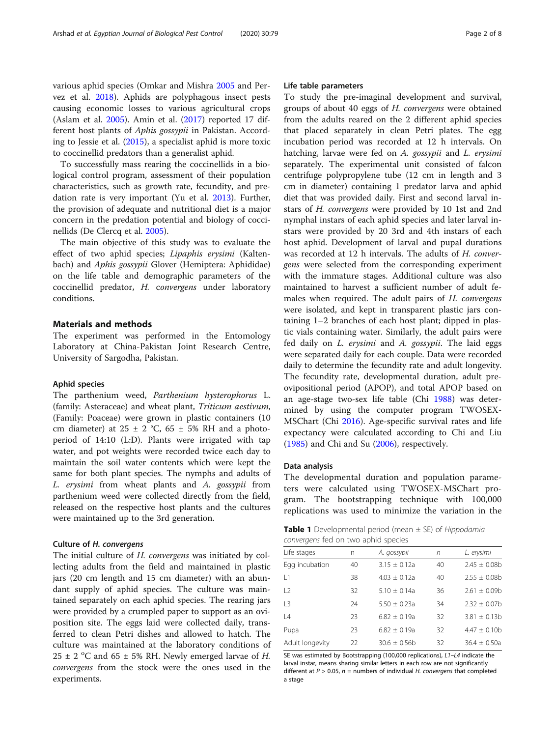various aphid species (Omkar and Mishra 2005 and Pervez et al. 2018). Aphids are polyphagous insect pests causing economic losses to various agricultural crops (Aslam et al. 2005). Amin et al. (2017) reported 17 different host plants of *Aphis gossypii* in Pakistan. According to Jessie et al. (2015), a specialist aphid is more toxic to coccinellid predators than a generalist aphid.

To successfully mass rearing the coccinellids in a biological control program, assessment of their population characteristics, such as growth rate, fecundity, and predation rate is very important (Yu et al. 2013). Further, the provision of adequate and nutritional diet is a major concern in the predation potential and biology of coccinellids (De Clercq et al. 2005).

The main objective of this study was to evaluate the effect of two aphid species; *Lipaphis erysimi* (Kaltenbach) and *Aphis gossypii* Glover (Hemiptera: Aphididae) on the life table and demographic parameters of the coccinellid predator, *H. convergens* under laboratory conditions.

## Materials and methods

The experiment was performed in the Entomology Laboratory at China-Pakistan Joint Research Centre, University of Sargodha, Pakistan.

### Aphid species

The parthenium weed, *Parthenium hysterophorus* L. (family: Asteraceae) and wheat plant, *Triticum aestivum*, (Family: Poaceae) were grown in plastic containers (10 cm diameter) at 25 ± 2 °C, 65 ± 5% RH and a photoperiod of 14:10 (L:D). Plants were irrigated with tap water, and pot weights were recorded twice each day to maintain the soil water contents which were kept the same for both plant species. The nymphs and adults of *L. erysimi* from wheat plants and *A. gossypii* from parthenium weed were collected directly from the field, released on the respective host plants and the cultures were maintained up to the 3rd generation.

### Culture of *H. convergens*

The initial culture of *H. convergens* was initiated by collecting adults from the field and maintained in plastic jars (20 cm length and 15 cm diameter) with an abundant supply of aphid species. The culture was maintained separately on each aphid species. The rearing jars were provided by a crumpled paper to support as an oviposition site. The eggs laid were collected daily, transferred to clean Petri dishes and allowed to hatch. The culture was maintained at the laboratory conditions of 25 ± 2 °C and 65 ± 5% RH. Newly emerged larvae of *H. convergens* from the stock were the ones used in the experiments.

### Life table parameters

To study the pre-imaginal development and survival, groups of about 40 eggs of *H. convergens* were obtained from the adults reared on the 2 different aphid species that placed separately in clean Petri plates. The egg incubation period was recorded at 12 h intervals. On hatching, larvae were fed on *A. gossypii* and *L. erysimi* separately. The experimental unit consisted of falcon centrifuge polypropylene tube (12 cm in length and 3 cm in diameter) containing 1 predator larva and aphid diet that was provided daily. First and second larval instars of *H. convergens* were provided by 10 1st and 2nd nymphal instars of each aphid species and later larval instars were provided by 20 3rd and 4th instars of each host aphid. Development of larval and pupal durations was recorded at 12 h intervals. The adults of *H. convergens* were selected from the corresponding experiment with the immature stages. Additional culture was also maintained to harvest a sufficient number of adult females when required. The adult pairs of *H. convergens* were isolated, and kept in transparent plastic jars containing 1–2 branches of each host plant; dipped in plastic vials containing water. Similarly, the adult pairs were fed daily on *L. erysimi* and *A. gossypii*. The laid eggs were separated daily for each couple. Data were recorded daily to determine the fecundity rate and adult longevity. The fecundity rate, developmental duration, adult preovipositional period (APOP), and total APOP based on an age-stage two-sex life table (Chi 1988) was determined by using the computer program TWOSEX-MSChart (Chi 2016). Age-specific survival rates and life expectancy were calculated according to Chi and Liu (1985) and Chi and Su (2006), respectively.

### Data analysis

The developmental duration and population parameters were calculated using TWOSEX-MSChart program. The bootstrapping technique with 100,000 replications was used to minimize the variation in the

**Table 1** Developmental period (mean ± SE) of *Hippodamia convergens* fed on two aphid species

| Life stages | n | *A. gossypii* | n | *L. erysimi* |
|---|---|---|---|---|
| Egg incubation | 40 | 3.15 ± 0.12a | 40 | 2.45 ± 0.08b |
| L1 | 38 | 4.03 ± 0.12a | 40 | 2.55 ± 0.08b |
| L2 | 32 | 5.10 ± 0.14a | 36 | 2.61 ± 0.09b |
| L3 | 24 | 5.50 ± 0.23a | 34 | 2.32 ± 0.07b |
| L4 | 23 | 6.82 ± 0.19a | 32 | 3.81 ± 0.13b |
| Pupa | 23 | 6.82 ± 0.19a | 32 | 4.47 ± 0.10b |
| Adult longevity | 22 | 30.6 ± 0.56b | 32 | 36.4 ± 0.50a |

SE was estimated by Bootstrapping (100,000 replications), *L1–L4* indicate the larval instar, means sharing similar letters in each row are not significantly different at $P > 0.05$, $n$ = numbers of individual *H. convergens* that completed a stage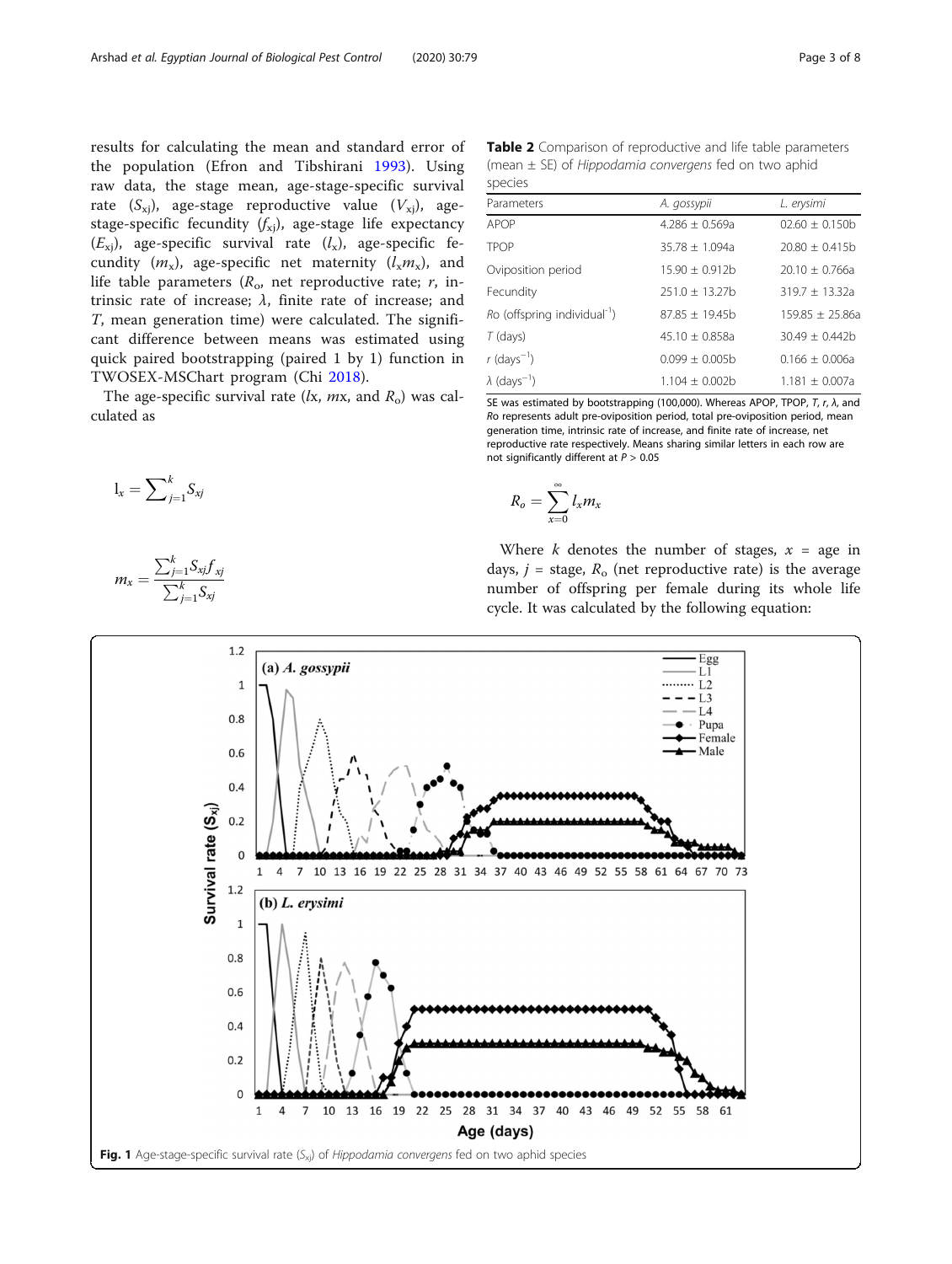results for calculating the mean and standard error of the population (Efron and Tibshirani 1993). Using raw data, the stage mean, age-stage-specific survival rate ($S_{xj}$), age-stage reproductive value ($V_{xj}$), age-stage-specific fecundity ($f_{xj}$), age-stage life expectancy ($E_{xj}$), age-specific survival rate ($l_x$), age-specific fecundity ($m_x$), age-specific net maternity ($l_x m_x$), and life table parameters ($R_o$, net reproductive rate; $r$, intrinsic rate of increase; $\lambda$, finite rate of increase; and $T$, mean generation time) were calculated. The significant difference between means was estimated using quick paired bootstrapping (paired 1 by 1) function in TWOSEX-MSChart program (Chi 2018).

The age-specific survival rate ($lx$, $mx$, and $R_o$) was calculated as

$$l_x = \sum_{j=1}^{k} S_{xj}$$

$$m_x = \frac{\sum_{j=1}^{k} S_{xj} f_{xj}}{\sum_{j=1}^{k} S_{xj}}$$

**Table 2** Comparison of reproductive and life table parameters (mean ± SE) of *Hippodamia convergens* fed on two aphid species

| Parameters | *A. gossypii* | *L. erysimi* |
|---|---|---|
| APOP | 4.286 ± 0.569a | 02.60 ± 0.150b |
| TPOP | 35.78 ± 1.094a | 20.80 ± 0.415b |
| Oviposition period | 15.90 ± 0.912b | 20.10 ± 0.766a |
| Fecundity | 251.0 ± 13.27b | 319.7 ± 13.32a |
| *Ro* (offspring individual$^{-1}$) | 87.85 ± 19.45b | 159.85 ± 25.86a |
| *T* (days) | 45.10 ± 0.858a | 30.49 ± 0.442b |
| *r* (days$^{-1}$) | 0.099 ± 0.005b | 0.166 ± 0.006a |
| $\lambda$ (days$^{-1}$) | 1.104 ± 0.002b | 1.181 ± 0.007a |

SE was estimated by bootstrapping (100,000). Whereas APOP, TPOP, $T$, $r$, $\lambda$, and $Ro$ represents adult pre-oviposition period, total pre-oviposition period, mean generation time, intrinsic rate of increase, and finite rate of increase, net reproductive rate respectively. Means sharing similar letters in each row are not significantly different at $P > 0.05$

$$R_o = \sum_{x=0}^{\infty} l_x m_x$$

Where $k$ denotes the number of stages, $x$ = age in days, $j$ = stage, $R_o$ (net reproductive rate) is the average number of offspring per female during its whole life cycle. It was calculated by the following equation:

**Fig. 1** Age-stage-specific survival rate ($S_{xj}$) of *Hippodamia convergens* fed on two aphid species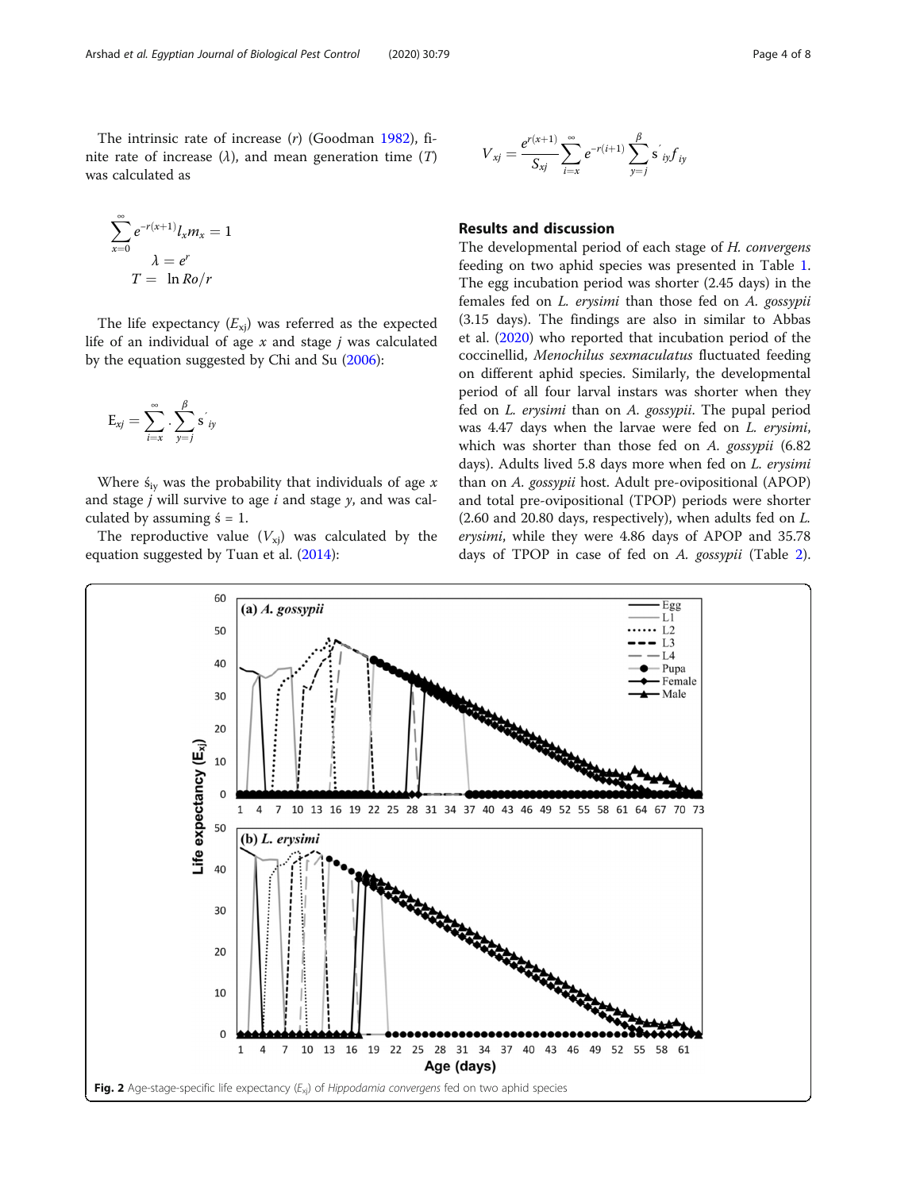The intrinsic rate of increase ($r$) (Goodman 1982), finite rate of increase ($\lambda$), and mean generation time ($T$) was calculated as

$$\sum_{x=0}^{\infty} e^{-r(x+1)} l_x m_x = 1$$

$$\lambda = e^r$$

$$T = \ln Ro/r$$

The life expectancy ($E_{xj}$) was referred as the expected life of an individual of age $x$ and stage $j$ was calculated by the equation suggested by Chi and Su (2006):

$$E_{xj} = \sum_{i=x}^{\infty} \cdot \sum_{y=j}^{\beta} s'_{iy}$$

Where $\acute{s}_{iy}$ was the probability that individuals of age $x$ and stage $j$ will survive to age $i$ and stage $y$, and was calculated by assuming $\acute{s} = 1$.

The reproductive value ($V_{xj}$) was calculated by the equation suggested by Tuan et al. (2014):

$$V_{xj} = \frac{e^{r(x+1)}}{S_{xj}} \sum_{i=x}^{\infty} e^{-r(i+1)} \sum_{y=j}^{\beta} s'_{iy} f_{iy}$$

## Results and discussion

The developmental period of each stage of *H. convergens* feeding on two aphid species was presented in Table 1. The egg incubation period was shorter (2.45 days) in the females fed on *L. erysimi* than those fed on *A. gossypii* (3.15 days). The findings are also in similar to Abbas et al. (2020) who reported that incubation period of the coccinellid, *Menochilus sexmaculatus* fluctuated feeding on different aphid species. Similarly, the developmental period of all four larval instars was shorter when they fed on *L. erysimi* than on *A. gossypii*. The pupal period was 4.47 days when the larvae were fed on *L. erysimi*, which was shorter than those fed on *A. gossypii* (6.82 days). Adults lived 5.8 days more when fed on *L. erysimi* than on *A. gossypii* host. Adult pre-ovipositional (APOP) and total pre-ovipositional (TPOP) periods were shorter (2.60 and 20.80 days, respectively), when adults fed on *L. erysimi*, while they were 4.86 days of APOP and 35.78 days of TPOP in case of fed on *A. gossypii* (Table 2).

**Fig. 2** Age-stage-specific life expectancy ($E_{xj}$) of *Hippodamia convergens* fed on two aphid species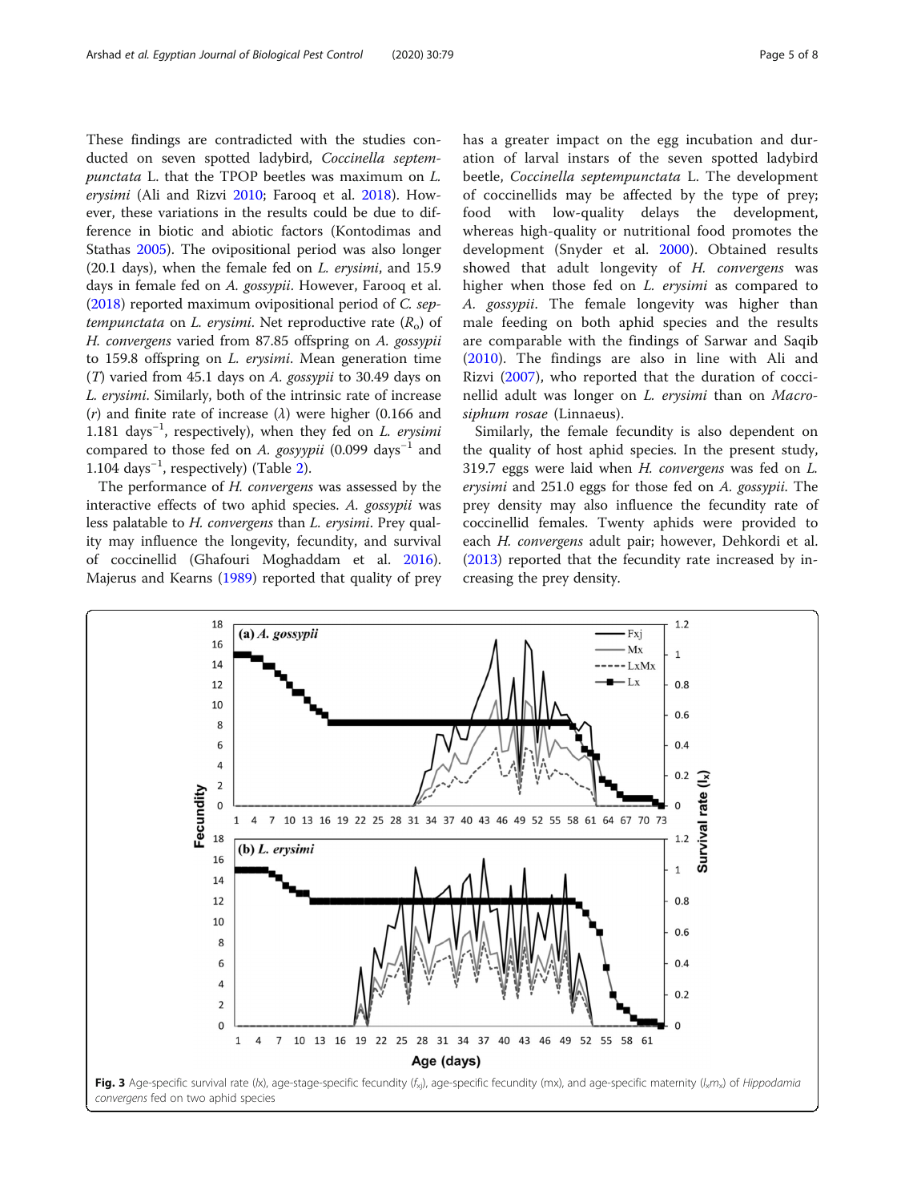These findings are contradicted with the studies conducted on seven spotted ladybird, *Coccinella septempunctata* L. that the TPOP beetles was maximum on *L. erysimi* (Ali and Rizvi 2010; Farooq et al. 2018). However, these variations in the results could be due to difference in biotic and abiotic factors (Kontodimas and Stathas 2005). The ovipositional period was also longer (20.1 days), when the female fed on *L. erysimi*, and 15.9 days in female fed on *A. gossypii*. However, Farooq et al. (2018) reported maximum ovipositional period of *C. septempunctata* on *L. erysimi*. Net reproductive rate ($R_o$) of *H. convergens* varied from 87.85 offspring on *A. gossypii* to 159.8 offspring on *L. erysimi*. Mean generation time (*T*) varied from 45.1 days on *A. gossypii* to 30.49 days on *L. erysimi*. Similarly, both of the intrinsic rate of increase (*r*) and finite rate of increase (*λ*) were higher (0.166 and 1.181 days$^{-1}$, respectively), when they fed on *L. erysimi* compared to those fed on *A. gosyypii* (0.099 days$^{-1}$ and 1.104 days$^{-1}$, respectively) (Table 2).

The performance of *H. convergens* was assessed by the interactive effects of two aphid species. *A. gossypii* was less palatable to *H. convergens* than *L. erysimi*. Prey quality may influence the longevity, fecundity, and survival of coccinellid (Ghafouri Moghaddam et al. 2016). Majerus and Kearns (1989) reported that quality of prey has a greater impact on the egg incubation and duration of larval instars of the seven spotted ladybird beetle, *Coccinella septempunctata* L. The development of coccinellids may be affected by the type of prey; food with low-quality delays the development, whereas high-quality or nutritional food promotes the development (Snyder et al. 2000). Obtained results showed that adult longevity of *H. convergens* was higher when those fed on *L. erysimi* as compared to *A. gossypii*. The female longevity was higher than male feeding on both aphid species and the results are comparable with the findings of Sarwar and Saqib (2010). The findings are also in line with Ali and Rizvi (2007), who reported that the duration of coccinellid adult was longer on *L. erysimi* than on *Macrosiphum rosae* (Linnaeus).

Similarly, the female fecundity is also dependent on the quality of host aphid species. In the present study, 319.7 eggs were laid when *H. convergens* was fed on *L. erysimi* and 251.0 eggs for those fed on *A. gossypii*. The prey density may also influence the fecundity rate of coccinellid females. Twenty aphids were provided to each *H. convergens* adult pair; however, Dehkordi et al. (2013) reported that the fecundity rate increased by increasing the prey density.

**Fig. 3** Age-specific survival rate ($l_x$), age-stage-specific fecundity ($f_{xj}$), age-specific fecundity ($m_x$), and age-specific maternity ($l_x m_x$) of *Hippodamia convergens* fed on two aphid species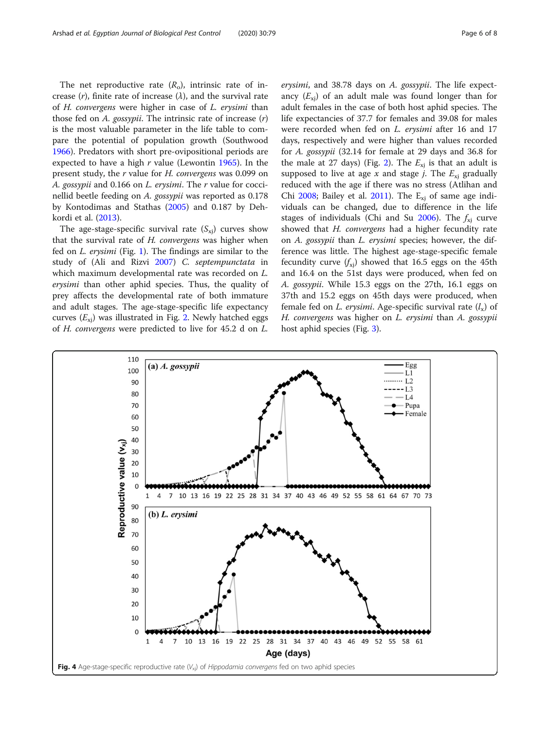The net reproductive rate ($R_o$), intrinsic rate of increase ($r$), finite rate of increase ($\lambda$), and the survival rate of *H. convergens* were higher in case of *L. erysimi* than those fed on *A. gossypii*. The intrinsic rate of increase ($r$) is the most valuable parameter in the life table to compare the potential of population growth (Southwood 1966). Predators with short pre-ovipositional periods are expected to have a high $r$ value (Lewontin 1965). In the present study, the $r$ value for *H. convergens* was 0.099 on *A. gossypii* and 0.166 on *L. erysimi*. The $r$ value for coccinellid beetle feeding on *A. gossypii* was reported as 0.178 by Kontodimas and Stathas (2005) and 0.187 by Dehkordi et al. (2013).

The age-stage-specific survival rate ($S_{xj}$) curves show that the survival rate of *H. convergens* was higher when fed on *L. erysimi* (Fig. 1). The findings are similar to the study of (Ali and Rizvi 2007) *C. septempunctata* in which maximum developmental rate was recorded on *L. erysimi* than other aphid species. Thus, the quality of prey affects the developmental rate of both immature and adult stages. The age-stage-specific life expectancy curves ($E_{xj}$) was illustrated in Fig. 2. Newly hatched eggs of *H. convergens* were predicted to live for 45.2 d on *L. erysimi*, and 38.78 days on *A. gossypii*. The life expectancy ($E_{xj}$) of an adult male was found longer than for adult females in the case of both host aphid species. The life expectancies of 37.7 for females and 39.08 for males were recorded when fed on *L. erysimi* after 16 and 17 days, respectively and were higher than values recorded for *A. gossypii* (32.14 for female at 29 days and 36.8 for the male at 27 days) (Fig. 2). The $E_{xj}$ is that an adult is supposed to live at age $x$ and stage $j$. The $E_{xj}$ gradually reduced with the age if there was no stress (Atlihan and Chi 2008; Bailey et al. 2011). The $E_{xj}$ of same age individuals can be changed, due to difference in the life stages of individuals (Chi and Su 2006). The $f_{xj}$ curve showed that *H. convergens* had a higher fecundity rate on *A. gossypii* than *L. erysimi* species; however, the difference was little. The highest age-stage-specific female fecundity curve ($f_{xj}$) showed that 16.5 eggs on the 45th and 16.4 on the 51st days were produced, when fed on *A. gossypii*. While 15.3 eggs on the 27th, 16.1 eggs on 37th and 15.2 eggs on 45th days were produced, when female fed on *L. erysimi*. Age-specific survival rate ($l_x$) of *H. convergens* was higher on *L. erysimi* than *A. gossypii* host aphid species (Fig. 3).

**Fig. 4** Age-stage-specific reproductive rate ($V_{xj}$) of *Hippodamia convergens* fed on two aphid species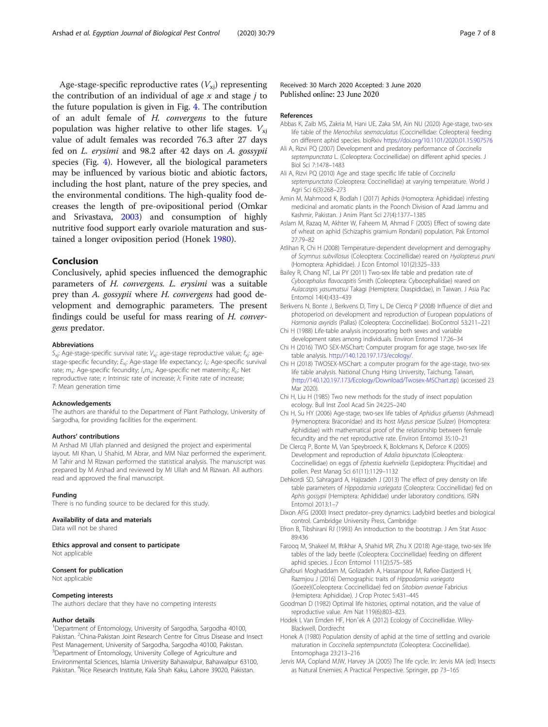Age-stage-specific reproductive rates ($V_{xj}$) representing the contribution of an individual of age $x$ and stage $j$ to the future population is given in Fig. 4. The contribution of an adult female of *H. convergens* to the future population was higher relative to other life stages. $V_{xj}$ value of adult females was recorded 76.3 after 27 days fed on *L. erysimi* and 98.2 after 42 days on *A. gossypii* species (Fig. 4). However, all the biological parameters may be influenced by various biotic and abiotic factors, including the host plant, nature of the prey species, and the environmental conditions. The high-quality food decreases the length of pre-ovipositional period (Omkar and Srivastava, 2003) and consumption of highly nutritive food support early ovariole maturation and sustained a longer oviposition period (Honek 1980).

## Conclusion

Conclusively, aphid species influenced the demographic parameters of *H. convergens. L. erysimi* was a suitable prey than *A. gossypii* where *H. convergens* had good development and demographic parameters. The present findings could be useful for mass rearing of *H. convergens* predator.

### Abbreviations

$S_{xj}$: Age-stage-specific survival rate; $V_{xj}$: age-stage reproductive value; $f_{xj}$: age-stage-specific fecundity; $E_{xj}$: Age-stage life expectancy; $l_x$: Age-specific survival rate; $m_x$: Age-specific fecundity; $l_x m_x$: Age-specific net maternity; $R_0$: Net reproductive rate; $r$: Intrinsic rate of increase; $\lambda$: Finite rate of increase; $T$: Mean generation time

### Acknowledgements

The authors are thankful to the Department of Plant Pathology, University of Sargodha, for providing facilities for the experiment.

### Authors' contributions

M Arshad MI Ullah planned and designed the project and experimental layout. MI Khan, U Shahid, M Abrar, and MM Niaz performed the experiment. M Tahir and M RIzwan performed the statistical analysis. The manuscript was prepared by M Arshad and reviewed by MI Ullah and M Rizwan. All authors read and approved the final manuscript.

### Funding

There is no funding source to be declared for this study.

### Availability of data and materials

Data will not be shared

### Ethics approval and consent to participate

Not applicable

### Consent for publication

Not applicable

### Competing interests

The authors declare that they have no competing interests

### Author details

[1]Department of Entomology, University of Sargodha, Sargodha 40100, Pakistan. [2]China-Pakistan Joint Research Centre for Citrus Disease and Insect Pest Management, University of Sargodha, Sargodha 40100, Pakistan. [3]Department of Entomology, University College of Agriculture and Environmental Sciences, Islamia University Bahawalpur, Bahawalpur 63100, Pakistan. [4]Rice Research Institute, Kala Shah Kaku, Lahore 39020, Pakistan.

Received: 30 March 2020 Accepted: 3 June 2020
Published online: 23 June 2020

### References

- Abbas K, Zaib MS, Zakria M, Hani UE, Zaka SM, Ain NU (2020) Age-stage, two-sex life table of the *Menochilus sexmaculatus* (Coccinellidae: Coleoptera) feeding on different aphid species. bioRxiv https://doi.org/10.1101/2020.01.15.907576
- Ali A, Rizvi PQ (2007) Development and predatory performance of *Coccinella septempunctata* L. (Coleoptera: Coccinellidae) on different aphid species. J Biol Sci 7:1478–1483
- Ali A, Rizvi PQ (2010) Age and stage specific life table of *Coccinella septempunctata* (Coleoptera: Coccinellidae) at varying temperature. World J Agri Sci 6(3):268–273
- Amin M, Mahmood K, Bodlah I (2017) Aphids (Homoptera: Aphididae) infesting medicinal and aromatic plants in the Poonch Division of Azad Jammu and Kashmir, Pakistan. J Anim Plant Sci 27(4):1377–1385
- Aslam M, Razaq M, Akhter W, Faheem M, Ahmad F (2005) Effect of sowing date of wheat on aphid (Schizaphis gramium Rondani) population. Pak Entomol 27:79–82
- Atlihan R, Chi H (2008) Temperature-dependent development and demography of *Scymnus subvillosus* (Coleoptera: Coccinellidae) reared on *Hyalopterus pruni* (Homoptera: Aphididae). J Econ Entomol 101(2):325–333
- Bailey R, Chang NT, Lai PY (2011) Two-sex life table and predation rate of *Cybocephalus flavocapitis* Smith (Coleoptera: Cybocephalidae) reared on *Aulacaspis yasumatsui* Takagi (Hemiptera: Diaspididae), in Taiwan. J Asia Pac Entomol 14(4):433–439
- Berkvens N, Bonte J, Berkvens D, Tirry L, De Clercq P (2008) Influence of diet and photoperiod on development and reproduction of European populations of *Harmonia axyridis* (Pallas) (Coleoptera: Coccinellidae). BioControl 53:211–221
- Chi H (1988) Life-table analysis incorporating both sexes and variable development rates among individuals. Environ Entomol 17:26–34
- Chi H (2016) TWO SEX-MSChart: Computer program for age stage, two-sex life table analysis. http://140.120.197.173/ecology/.
- Chi H (2018) TWOSEX-MSChart: a computer program for the age-stage, two-sex life table analysis. National Chung Hsing University, Taichung, Taiwan, (http://140.120.197.173/Ecology/Download/Twosex-MSChart.zip) (accessed 23 Mar 2020).
- Chi H, Liu H (1985) Two new methods for the study of insect population ecology. Bull Inst Zool Acad Sin 24:225–240
- Chi H, Su HY (2006) Age-stage, two-sex life tables of *Aphidius gifuensis* (Ashmead) (Hymenoptera: Braconidae) and its host *Myzus persicae* (Sulzer) (Homoptera: Aphididae) with mathematical proof of the relationship between female fecundity and the net reproductive rate. Environ Entomol 35:10–21
- De Clercq P, Bonte M, Van Speybroeck K, Bolckmans K, Deforce K (2005) Development and reproduction of *Adalia bipunctata* (Coleoptera: Coccinellidae) on eggs of *Ephestia kuehniella* (Lepidoptera: Phycitidae) and pollen. Pest Manag Sci 61(11):1129–1132
- Dehkordi SD, Sahragard A, Hajizadeh J (2013) The effect of prey density on life table parameters of *Hippodamia variegata* (Coleoptera: Coccinellidae) fed on *Aphis gossypii* (Hemiptera: Aphididae) under laboratory conditions. ISRN Entomol 2013:1–7
- Dixon AFG (2000) Insect predator–prey dynamics: Ladybird beetles and biological control. Cambridge University Press, Cambridge
- Efron B, Tibshirani RJ (1993) An introduction to the bootstrap. J Am Stat Assoc 89:436
- Farooq M, Shakeel M, Iftikhar A, Shahid MR, Zhu X (2018) Age-stage, two-sex life tables of the lady beetle (Coleoptera: Coccinellidae) feeding on different aphid species. J Econ Entomol 111(2):575–585
- Ghafouri Moghaddam M, Golizadeh A, Hassanpour M, Rafiee-Dastjerdi H, Razmjou J (2016) Demographic traits of *Hippodamia variegata* (Goeze)(Coleoptera: Coccinellidae) fed on *Sitobion avenae* Fabricius (Hemiptera: Aphididae). J Crop Protec 5:431–445
- Goodman D (1982) Optimal life histories, optimal notation, and the value of reproductive value. Am Nat 119(6):803–823.
- Hodek I, Van Emden HF, Honˇek A (2012) Ecology of Coccinellidae. Wiley-Blackwell, Dordrecht
- Honek A (1980) Population density of aphid at the time of settling and ovariole maturation in *Coccinella septempunctata* (Coleoptera: Coccinellidae). Entomophaga 23:213–216
- Jervis MA, Copland MJW, Harvey JA (2005) The life cycle. In: Jervis MA (ed) Insects as Natural Enemies: A Practical Perspective. Springer, pp 73–165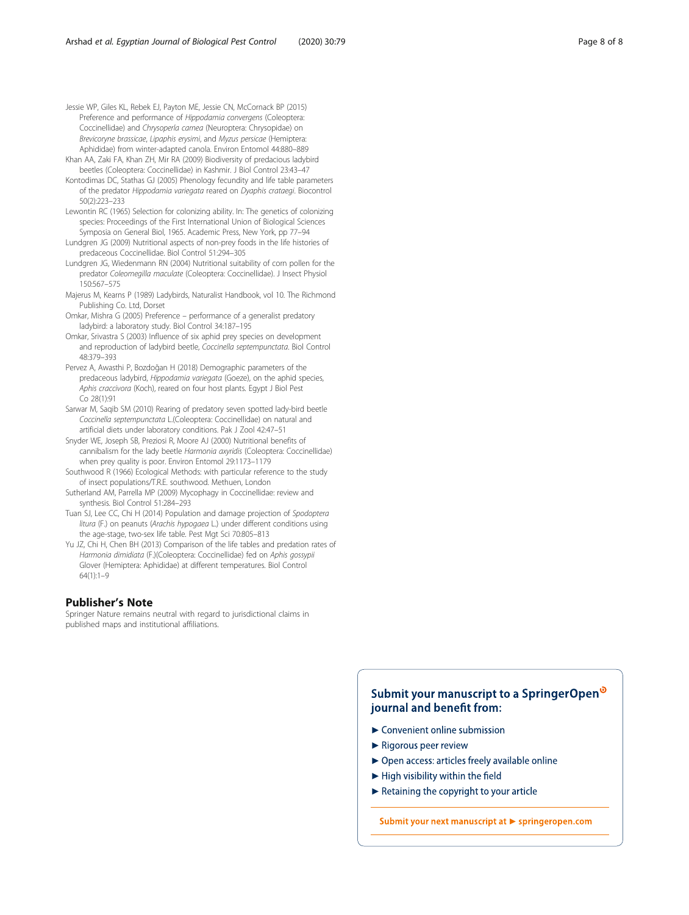Jessie WP, Giles KL, Rebek EJ, Payton ME, Jessie CN, McCornack BP (2015) Preference and performance of *Hippodamia convergens* (Coleoptera: Coccinellidae) and *Chrysoperla carnea* (Neuroptera: Chrysopidae) on *Brevicoryne brassicae*, *Lipaphis erysimi*, and *Myzus persicae* (Hemiptera: Aphididae) from winter-adapted canola. Environ Entomol 44:880–889

Khan AA, Zaki FA, Khan ZH, Mir RA (2009) Biodiversity of predacious ladybird beetles (Coleoptera: Coccinellidae) in Kashmir. J Biol Control 23:43–47

Kontodimas DC, Stathas GJ (2005) Phenology fecundity and life table parameters of the predator *Hippodamia variegata* reared on *Dyaphis crataegi*. Biocontrol 50(2):223–233

Lewontin RC (1965) Selection for colonizing ability. In: The genetics of colonizing species: Proceedings of the First International Union of Biological Sciences Symposia on General Biol, 1965. Academic Press, New York, pp 77–94

Lundgren JG (2009) Nutritional aspects of non-prey foods in the life histories of predaceous Coccinellidae. Biol Control 51:294–305

Lundgren JG, Wiedenmann RN (2004) Nutritional suitability of corn pollen for the predator *Coleomegilla maculate* (Coleoptera: Coccinellidae). J Insect Physiol 150:567–575

Majerus M, Kearns P (1989) Ladybirds, Naturalist Handbook, vol 10. The Richmond Publishing Co. Ltd, Dorset

Omkar, Mishra G (2005) Preference – performance of a generalist predatory ladybird: a laboratory study. Biol Control 34:187–195

Omkar, Srivastra S (2003) Influence of six aphid prey species on development and reproduction of ladybird beetle, *Coccinella septempunctata*. Biol Control 48:379–393

Pervez A, Awasthi P, Bozdoğan H (2018) Demographic parameters of the predaceous ladybird, *Hippodamia variegata* (Goeze), on the aphid species, *Aphis craccivora* (Koch), reared on four host plants. Egypt J Biol Pest Co 28(1):91

Sarwar M, Saqib SM (2010) Rearing of predatory seven spotted lady-bird beetle *Coccinella septempunctata* L.(Coleoptera: Coccinellidae) on natural and artificial diets under laboratory conditions. Pak J Zool 42:47–51

Snyder WE, Joseph SB, Preziosi R, Moore AJ (2000) Nutritional benefits of cannibalism for the lady beetle *Harmonia axyridis* (Coleoptera: Coccinellidae) when prey quality is poor. Environ Entomol 29:1173–1179

Southwood R (1966) Ecological Methods: with particular reference to the study of insect populations/T.R.E. southwood. Methuen, London

Sutherland AM, Parrella MP (2009) Mycophagy in Coccinellidae: review and synthesis. Biol Control 51:284–293

Tuan SJ, Lee CC, Chi H (2014) Population and damage projection of *Spodoptera litura* (F.) on peanuts (*Arachis hypogaea* L.) under different conditions using the age-stage, two-sex life table. Pest Mgt Sci 70:805–813

Yu JZ, Chi H, Chen BH (2013) Comparison of the life tables and predation rates of *Harmonia dimidiata* (F.)(Coleoptera: Coccinellidae) fed on *Aphis gossypii* Glover (Hemiptera: Aphididae) at different temperatures. Biol Control 64(1):1–9

## Publisher's Note

Springer Nature remains neutral with regard to jurisdictional claims in published maps and institutional affiliations.

**Submit your manuscript to a SpringerOpen journal and benefit from:**

- ► Convenient online submission
- ► Rigorous peer review
- ► Open access: articles freely available online
- ► High visibility within the field
- ► Retaining the copyright to your article

**Submit your next manuscript at ► springeropen.com**